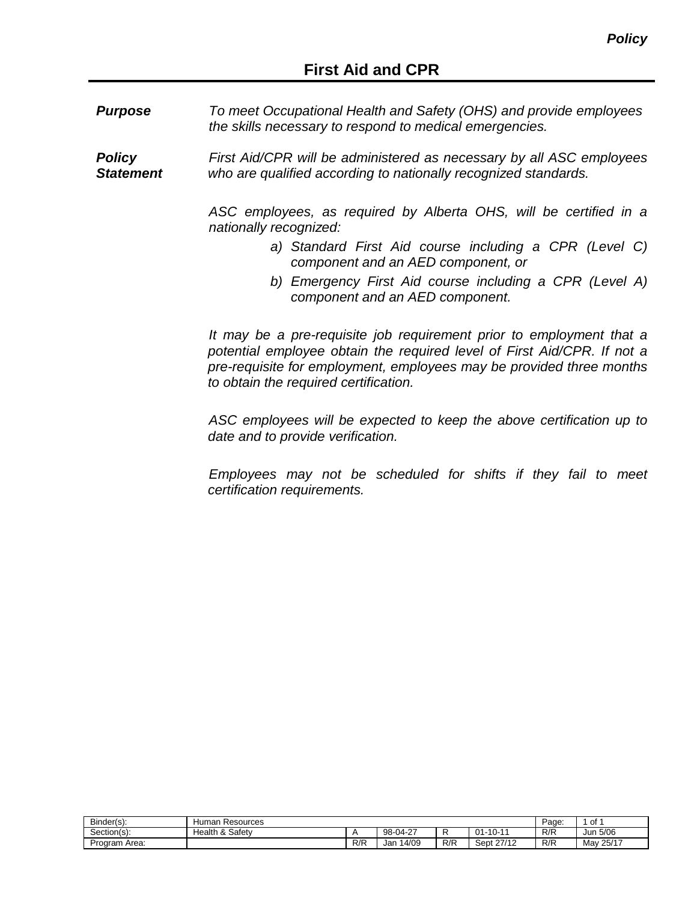***Policy***

# First Aid and CPR

***Purpose*** *To meet Occupational Health and Safety (OHS) and provide employees the skills necessary to respond to medical emergencies.*

***Policy Statement*** *First Aid/CPR will be administered as necessary by all ASC employees who are qualified according to nationally recognized standards.*

*ASC employees, as required by Alberta OHS, will be certified in a nationally recognized:*

*a) Standard First Aid course including a CPR (Level C) component and an AED component, or*

*b) Emergency First Aid course including a CPR (Level A) component and an AED component.*

*It may be a pre-requisite job requirement prior to employment that a potential employee obtain the required level of First Aid/CPR. If not a pre-requisite for employment, employees may be provided three months to obtain the required certification.*

*ASC employees will be expected to keep the above certification up to date and to provide verification.*

*Employees may not be scheduled for shifts if they fail to meet certification requirements.*

| Binder(s): | Human Resources | | | | | Page: | 1 of 1 |
|---|---|---|---|---|---|---|---|
| Section(s): | Health & Safety | A | 98-04-27 | R | 01-10-11 | R/R | Jun 5/06 |
| Program Area: | | R/R | Jan 14/09 | R/R | Sept 27/12 | R/R | May 25/17 |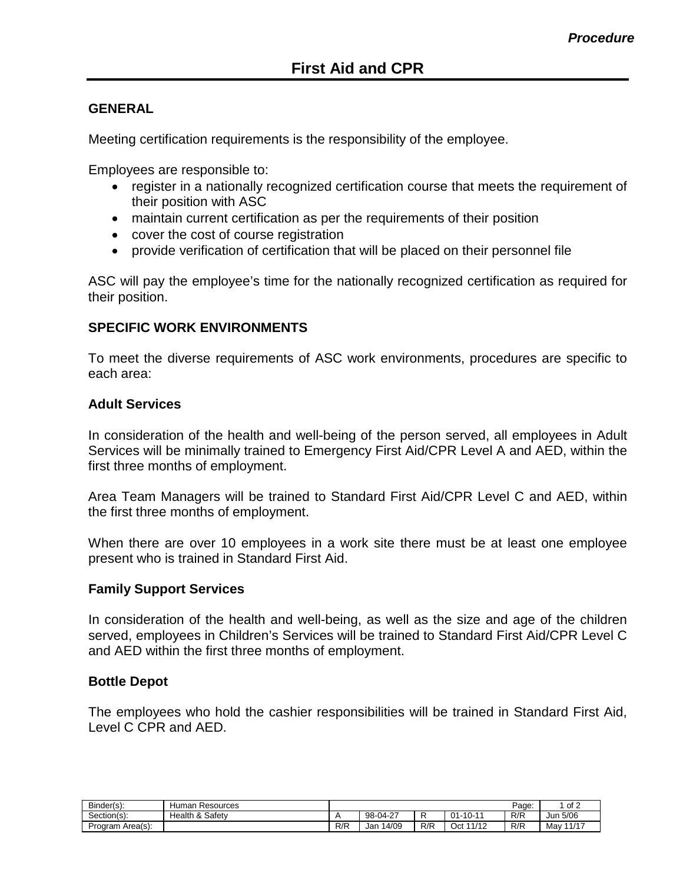*Procedure*

# First Aid and CPR

## GENERAL

Meeting certification requirements is the responsibility of the employee.

Employees are responsible to:

- register in a nationally recognized certification course that meets the requirement of their position with ASC
- maintain current certification as per the requirements of their position
- cover the cost of course registration
- provide verification of certification that will be placed on their personnel file

ASC will pay the employee's time for the nationally recognized certification as required for their position.

## SPECIFIC WORK ENVIRONMENTS

To meet the diverse requirements of ASC work environments, procedures are specific to each area:

### Adult Services

In consideration of the health and well-being of the person served, all employees in Adult Services will be minimally trained to Emergency First Aid/CPR Level A and AED, within the first three months of employment.

Area Team Managers will be trained to Standard First Aid/CPR Level C and AED, within the first three months of employment.

When there are over 10 employees in a work site there must be at least one employee present who is trained in Standard First Aid.

### Family Support Services

In consideration of the health and well-being, as well as the size and age of the children served, employees in Children's Services will be trained to Standard First Aid/CPR Level C and AED within the first three months of employment.

### Bottle Depot

The employees who hold the cashier responsibilities will be trained in Standard First Aid, Level C CPR and AED.

| Binder(s): | Human Resources | | | | | | |
|---|---|---|---|---|---|---|---|
| Section(s): | Health & Safety | A | 98-04-27 | R | 01-10-11 | R/R | Jun 5/06 |
| Program Area(s): | | R/R | Jan 14/09 | R/R | Oct 11/12 | R/R | May 11/17 |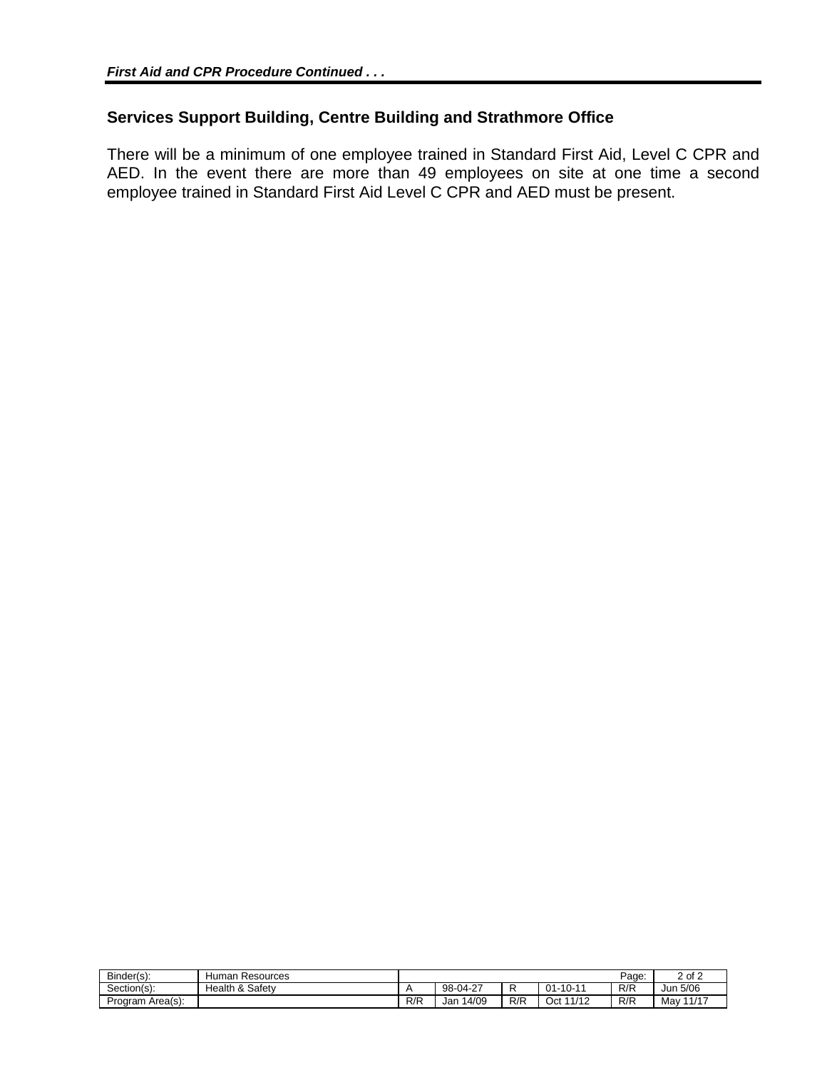## Services Support Building, Centre Building and Strathmore Office

There will be a minimum of one employee trained in Standard First Aid, Level C CPR and AED. In the event there are more than 49 employees on site at one time a second employee trained in Standard First Aid Level C CPR and AED must be present.